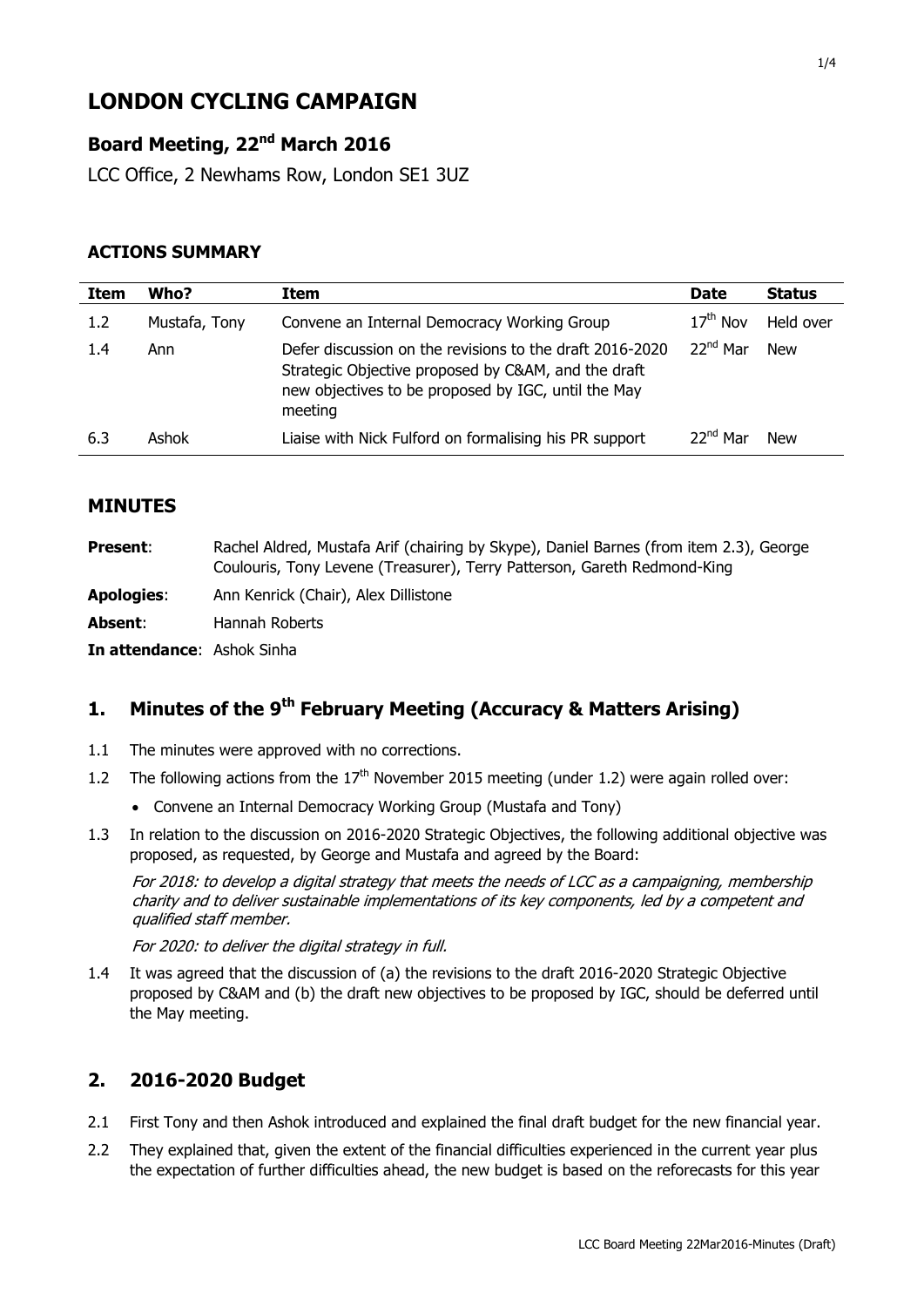# LONDON CYCLING CAMPAIGN

## Board Meeting, 22nd March 2016

LCC Office, 2 Newhams Row, London SE1 3UZ

### ACTIONS SUMMARY

| Item | Who? | Item | Date | Status |
| --- | --- | --- | --- | --- |
| 1.2 | Mustafa, Tony | Convene an Internal Democracy Working Group | 17th Nov | Held over |
| 1.4 | Ann | Defer discussion on the revisions to the draft 2016-2020 Strategic Objective proposed by C&AM, and the draft new objectives to be proposed by IGC, until the May meeting | 22nd Mar | New |
| 6.3 | Ashok | Liaise with Nick Fulford on formalising his PR support | 22nd Mar | New |

## MINUTES

**Present**: Rachel Aldred, Mustafa Arif (chairing by Skype), Daniel Barnes (from item 2.3), George Coulouris, Tony Levene (Treasurer), Terry Patterson, Gareth Redmond-King

**Apologies**: Ann Kenrick (Chair), Alex Dillistone

**Absent**: Hannah Roberts

**In attendance**: Ashok Sinha

## 1. Minutes of the 9th February Meeting (Accuracy & Matters Arising)

1.1 The minutes were approved with no corrections.

1.2 The following actions from the 17th November 2015 meeting (under 1.2) were again rolled over:

- Convene an Internal Democracy Working Group (Mustafa and Tony)

1.3 In relation to the discussion on 2016-2020 Strategic Objectives, the following additional objective was proposed, as requested, by George and Mustafa and agreed by the Board:

*For 2018: to develop a digital strategy that meets the needs of LCC as a campaigning, membership charity and to deliver sustainable implementations of its key components, led by a competent and qualified staff member.*

*For 2020: to deliver the digital strategy in full.*

1.4 It was agreed that the discussion of (a) the revisions to the draft 2016-2020 Strategic Objective proposed by C&AM and (b) the draft new objectives to be proposed by IGC, should be deferred until the May meeting.

## 2. 2016-2020 Budget

2.1 First Tony and then Ashok introduced and explained the final draft budget for the new financial year.

2.2 They explained that, given the extent of the financial difficulties experienced in the current year plus the expectation of further difficulties ahead, the new budget is based on the reforecasts for this year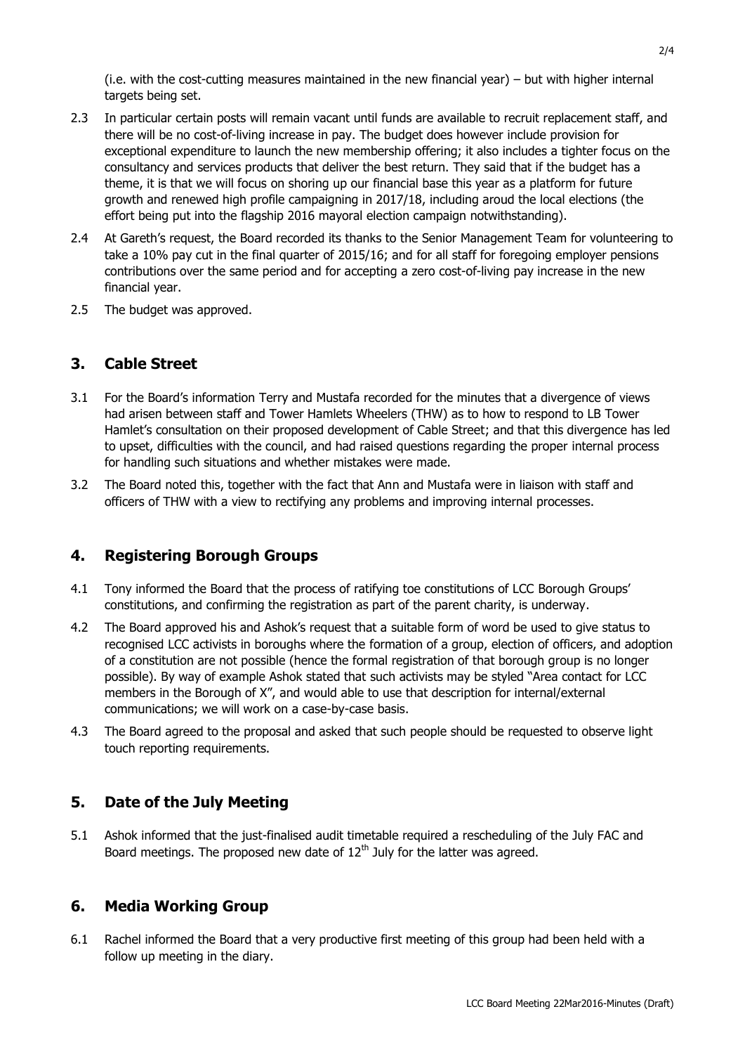(i.e. with the cost-cutting measures maintained in the new financial year) – but with higher internal targets being set.

2.3 In particular certain posts will remain vacant until funds are available to recruit replacement staff, and there will be no cost-of-living increase in pay. The budget does however include provision for exceptional expenditure to launch the new membership offering; it also includes a tighter focus on the consultancy and services products that deliver the best return. They said that if the budget has a theme, it is that we will focus on shoring up our financial base this year as a platform for future growth and renewed high profile campaigning in 2017/18, including aroud the local elections (the effort being put into the flagship 2016 mayoral election campaign notwithstanding).

2.4 At Gareth's request, the Board recorded its thanks to the Senior Management Team for volunteering to take a 10% pay cut in the final quarter of 2015/16; and for all staff for foregoing employer pensions contributions over the same period and for accepting a zero cost-of-living pay increase in the new financial year.

2.5 The budget was approved.

## 3. Cable Street

3.1 For the Board's information Terry and Mustafa recorded for the minutes that a divergence of views had arisen between staff and Tower Hamlets Wheelers (THW) as to how to respond to LB Tower Hamlet's consultation on their proposed development of Cable Street; and that this divergence has led to upset, difficulties with the council, and had raised questions regarding the proper internal process for handling such situations and whether mistakes were made.

3.2 The Board noted this, together with the fact that Ann and Mustafa were in liaison with staff and officers of THW with a view to rectifying any problems and improving internal processes.

## 4. Registering Borough Groups

4.1 Tony informed the Board that the process of ratifying toe constitutions of LCC Borough Groups' constitutions, and confirming the registration as part of the parent charity, is underway.

4.2 The Board approved his and Ashok's request that a suitable form of word be used to give status to recognised LCC activists in boroughs where the formation of a group, election of officers, and adoption of a constitution are not possible (hence the formal registration of that borough group is no longer possible). By way of example Ashok stated that such activists may be styled "Area contact for LCC members in the Borough of X", and would able to use that description for internal/external communications; we will work on a case-by-case basis.

4.3 The Board agreed to the proposal and asked that such people should be requested to observe light touch reporting requirements.

## 5. Date of the July Meeting

5.1 Ashok informed that the just-finalised audit timetable required a rescheduling of the July FAC and Board meetings. The proposed new date of 12th July for the latter was agreed.

## 6. Media Working Group

6.1 Rachel informed the Board that a very productive first meeting of this group had been held with a follow up meeting in the diary.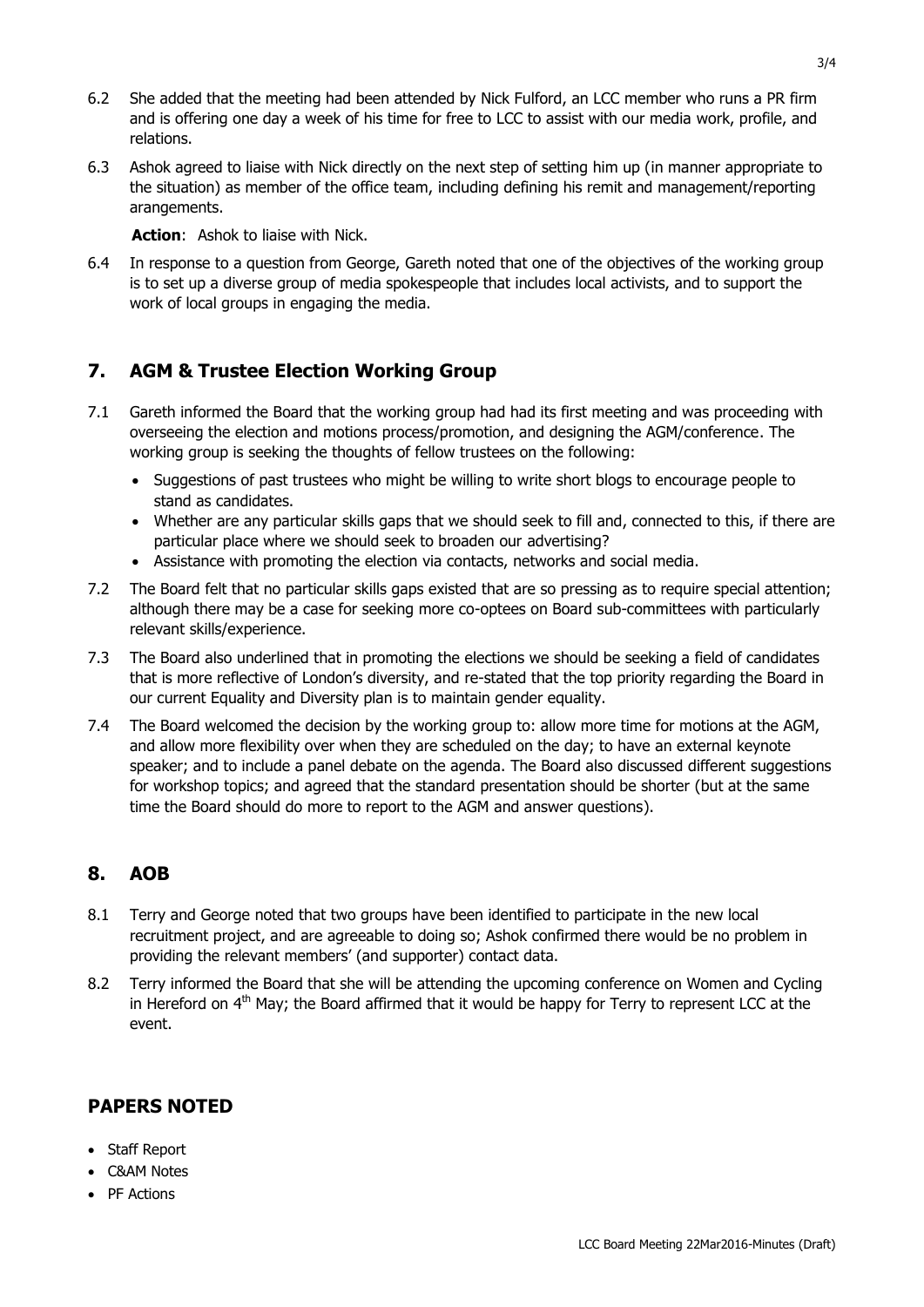6.2 She added that the meeting had been attended by Nick Fulford, an LCC member who runs a PR firm and is offering one day a week of his time for free to LCC to assist with our media work, profile, and relations.

6.3 Ashok agreed to liaise with Nick directly on the next step of setting him up (in manner appropriate to the situation) as member of the office team, including defining his remit and management/reporting arangements.

**Action**: Ashok to liaise with Nick.

6.4 In response to a question from George, Gareth noted that one of the objectives of the working group is to set up a diverse group of media spokespeople that includes local activists, and to support the work of local groups in engaging the media.

## 7. AGM & Trustee Election Working Group

7.1 Gareth informed the Board that the working group had had its first meeting and was proceeding with overseeing the election and motions process/promotion, and designing the AGM/conference. The working group is seeking the thoughts of fellow trustees on the following:

- Suggestions of past trustees who might be willing to write short blogs to encourage people to stand as candidates.
- Whether are any particular skills gaps that we should seek to fill and, connected to this, if there are particular place where we should seek to broaden our advertising?
- Assistance with promoting the election via contacts, networks and social media.

7.2 The Board felt that no particular skills gaps existed that are so pressing as to require special attention; although there may be a case for seeking more co-optees on Board sub-committees with particularly relevant skills/experience.

7.3 The Board also underlined that in promoting the elections we should be seeking a field of candidates that is more reflective of London's diversity, and re-stated that the top priority regarding the Board in our current Equality and Diversity plan is to maintain gender equality.

7.4 The Board welcomed the decision by the working group to: allow more time for motions at the AGM, and allow more flexibility over when they are scheduled on the day; to have an external keynote speaker; and to include a panel debate on the agenda. The Board also discussed different suggestions for workshop topics; and agreed that the standard presentation should be shorter (but at the same time the Board should do more to report to the AGM and answer questions).

## 8. AOB

8.1 Terry and George noted that two groups have been identified to participate in the new local recruitment project, and are agreeable to doing so; Ashok confirmed there would be no problem in providing the relevant members' (and supporter) contact data.

8.2 Terry informed the Board that she will be attending the upcoming conference on Women and Cycling in Hereford on 4th May; the Board affirmed that it would be happy for Terry to represent LCC at the event.

## PAPERS NOTED

- Staff Report
- C&AM Notes
- PF Actions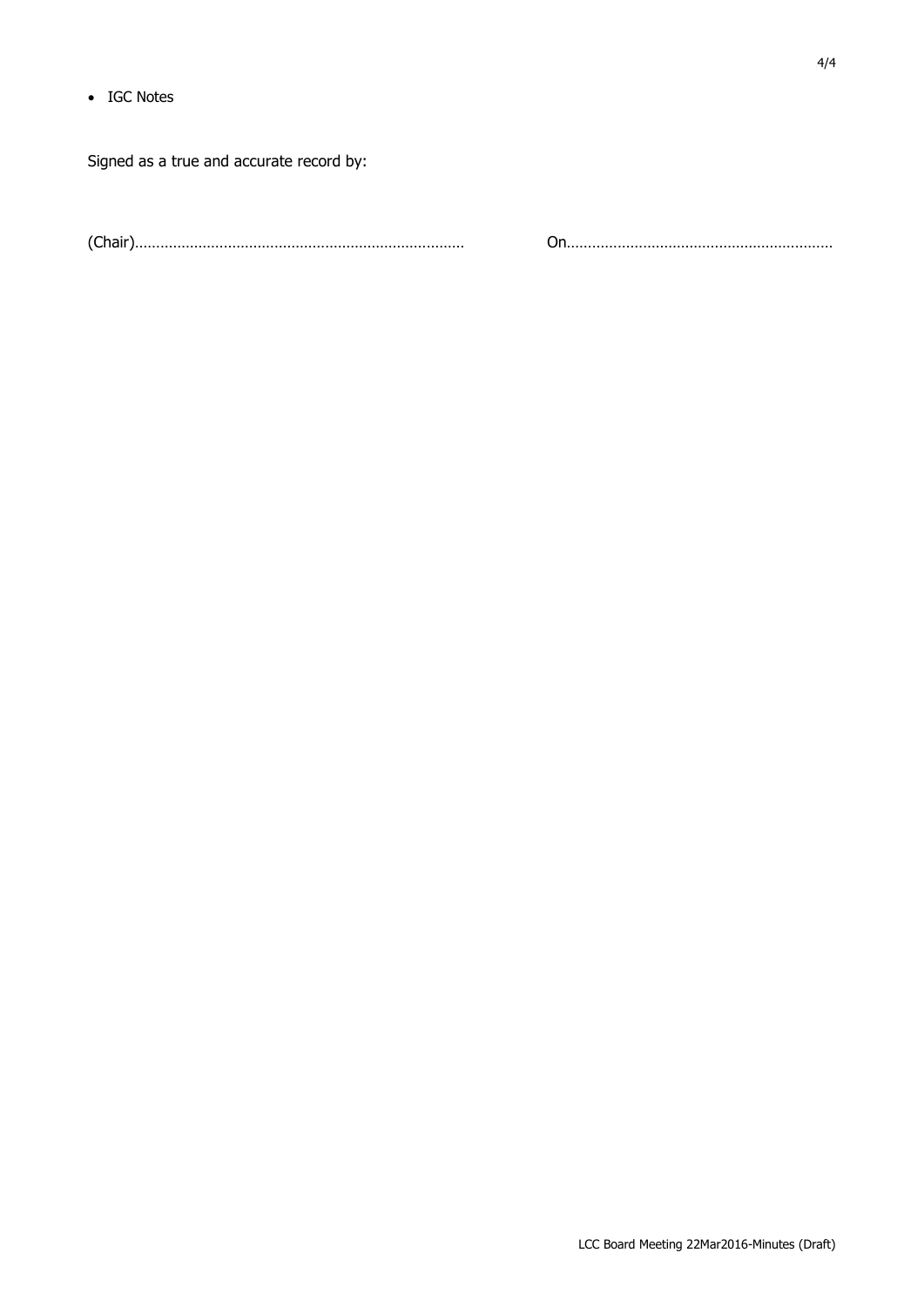- IGC Notes

Signed as a true and accurate record by:

(Chair)…………………………………………………………………… On……………………………………………………